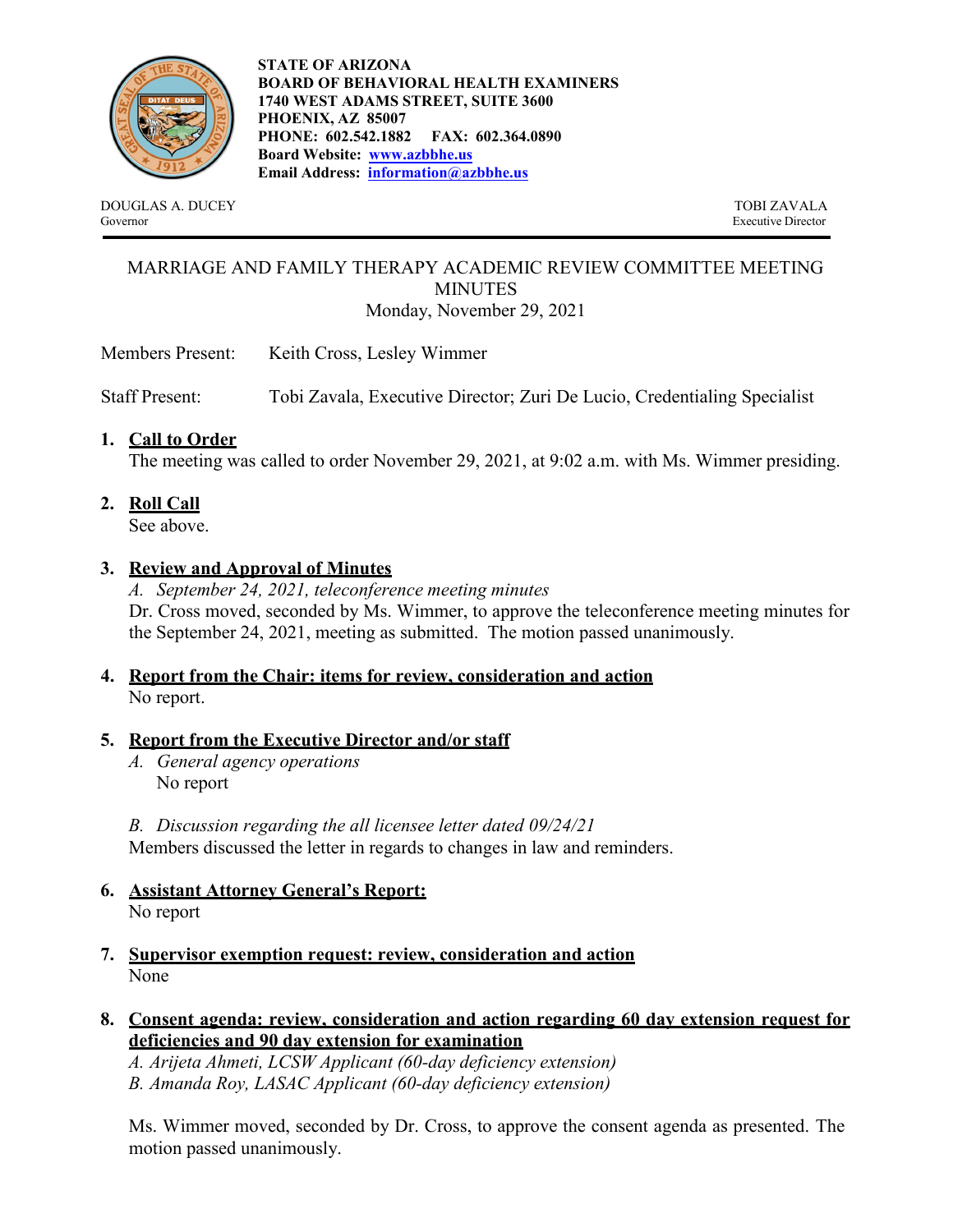**STATE OF ARIZONA**
**BOARD OF BEHAVIORAL HEALTH EXAMINERS**
**1740 WEST ADAMS STREET, SUITE 3600**
**PHOENIX, AZ 85007**
**PHONE: 602.542.1882 FAX: 602.364.0890**
**Board Website: www.azbbhe.us**
**Email Address: information@azbbhe.us**

DOUGLAS A. DUCEY
Governor

TOBI ZAVALA
Executive Director

---

# MARRIAGE AND FAMILY THERAPY ACADEMIC REVIEW COMMITTEE MEETING MINUTES

Monday, November 29, 2021

Members Present: Keith Cross, Lesley Wimmer

Staff Present: Tobi Zavala, Executive Director; Zuri De Lucio, Credentialing Specialist

1. **Call to Order**
   The meeting was called to order November 29, 2021, at 9:02 a.m. with Ms. Wimmer presiding.

2. **Roll Call**
   See above.

3. **Review and Approval of Minutes**
   *A. September 24, 2021, teleconference meeting minutes*
   Dr. Cross moved, seconded by Ms. Wimmer, to approve the teleconference meeting minutes for the September 24, 2021, meeting as submitted. The motion passed unanimously.

4. **Report from the Chair: items for review, consideration and action**
   No report.

5. **Report from the Executive Director and/or staff**
   *A. General agency operations*
   No report

   *B. Discussion regarding the all licensee letter dated 09/24/21*
   Members discussed the letter in regards to changes in law and reminders.

6. **Assistant Attorney General's Report:**
   No report

7. **Supervisor exemption request: review, consideration and action**
   None

8. **Consent agenda: review, consideration and action regarding 60 day extension request for deficiencies and 90 day extension for examination**
   *A. Arijeta Ahmeti, LCSW Applicant (60-day deficiency extension)*
   *B. Amanda Roy, LASAC Applicant (60-day deficiency extension)*

   Ms. Wimmer moved, seconded by Dr. Cross, to approve the consent agenda as presented. The motion passed unanimously.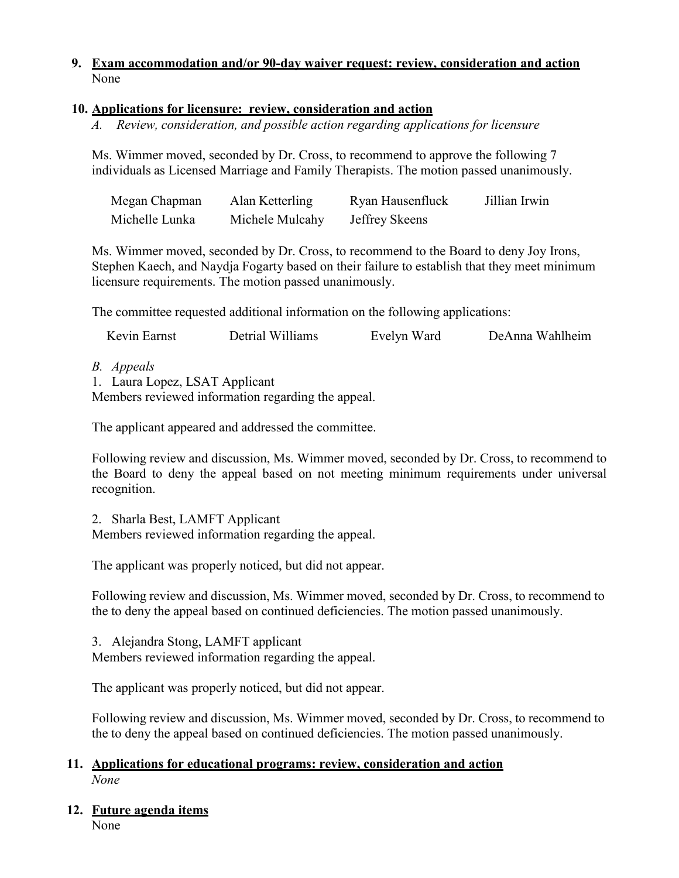9. **<u>Exam accommodation and/or 90-day waiver request: review, consideration and action</u>**
   None

10. **<u>Applications for licensure: review, consideration and action</u>**
    *A. Review, consideration, and possible action regarding applications for licensure*

Ms. Wimmer moved, seconded by Dr. Cross, to recommend to approve the following 7 individuals as Licensed Marriage and Family Therapists. The motion passed unanimously.

| | | | |
|---|---|---|---|
| Megan Chapman | Alan Ketterling | Ryan Hausenfluck | Jillian Irwin |
| Michelle Lunka | Michele Mulcahy | Jeffrey Skeens | |

Ms. Wimmer moved, seconded by Dr. Cross, to recommend to the Board to deny Joy Irons, Stephen Kaech, and Naydja Fogarty based on their failure to establish that they meet minimum licensure requirements. The motion passed unanimously.

The committee requested additional information on the following applications:

| | | | |
|---|---|---|---|
| Kevin Earnst | Detrial Williams | Evelyn Ward | DeAnna Wahlheim |

*B. Appeals*

1. Laura Lopez, LSAT Applicant
Members reviewed information regarding the appeal.

The applicant appeared and addressed the committee.

Following review and discussion, Ms. Wimmer moved, seconded by Dr. Cross, to recommend to the Board to deny the appeal based on not meeting minimum requirements under universal recognition.

2. Sharla Best, LAMFT Applicant
Members reviewed information regarding the appeal.

The applicant was properly noticed, but did not appear.

Following review and discussion, Ms. Wimmer moved, seconded by Dr. Cross, to recommend to the to deny the appeal based on continued deficiencies. The motion passed unanimously.

3. Alejandra Stong, LAMFT applicant
Members reviewed information regarding the appeal.

The applicant was properly noticed, but did not appear.

Following review and discussion, Ms. Wimmer moved, seconded by Dr. Cross, to recommend to the to deny the appeal based on continued deficiencies. The motion passed unanimously.

11. **<u>Applications for educational programs: review, consideration and action</u>**
    *None*

12. **<u>Future agenda items</u>**
    None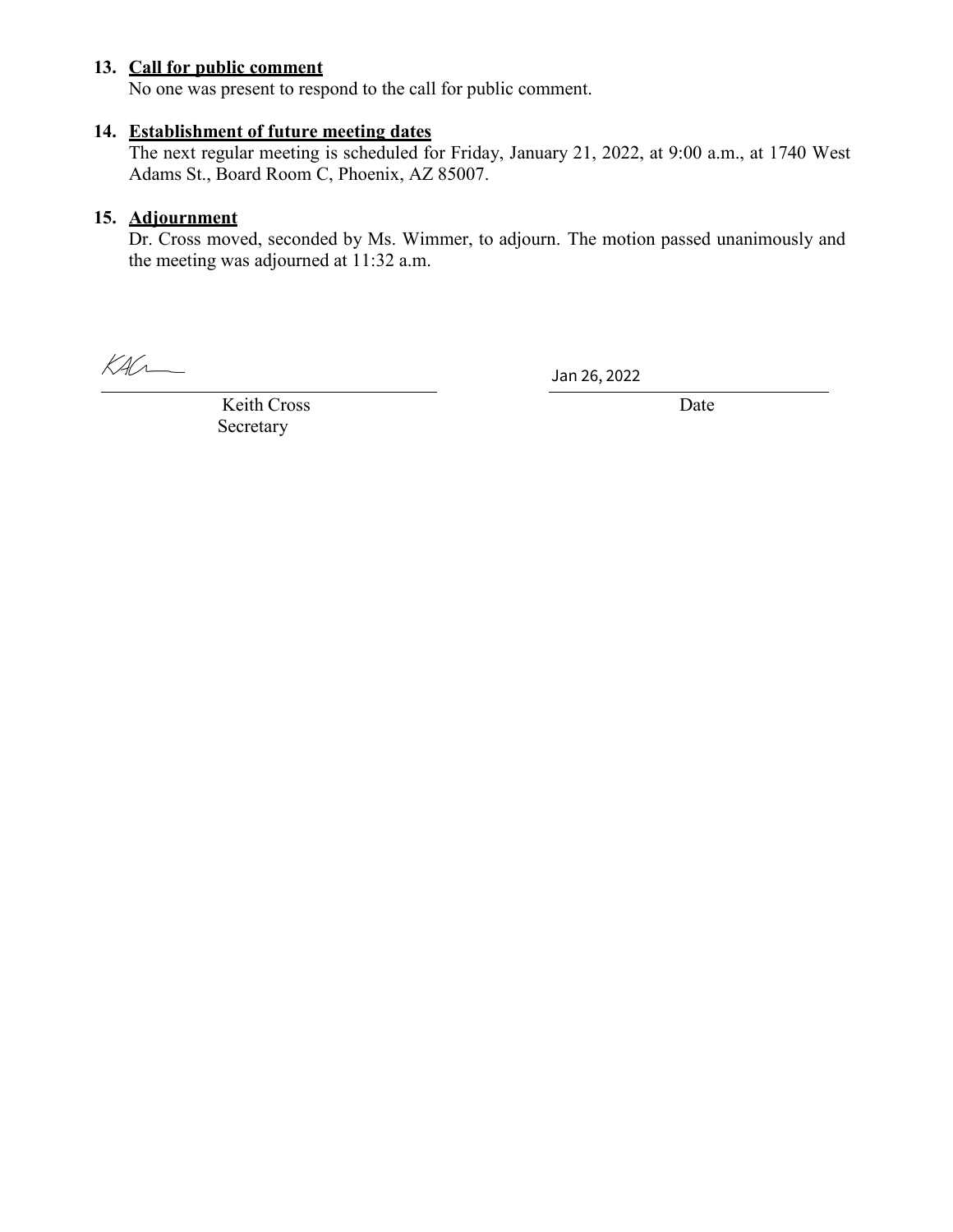13. **Call for public comment**
    No one was present to respond to the call for public comment.

14. **Establishment of future meeting dates**
    The next regular meeting is scheduled for Friday, January 21, 2022, at 9:00 a.m., at 1740 West Adams St., Board Room C, Phoenix, AZ 85007.

15. **Adjournment**
    Dr. Cross moved, seconded by Ms. Wimmer, to adjourn. The motion passed unanimously and the meeting was adjourned at 11:32 a.m.

KAC

Keith Cross
Secretary

Jan 26, 2022

Date